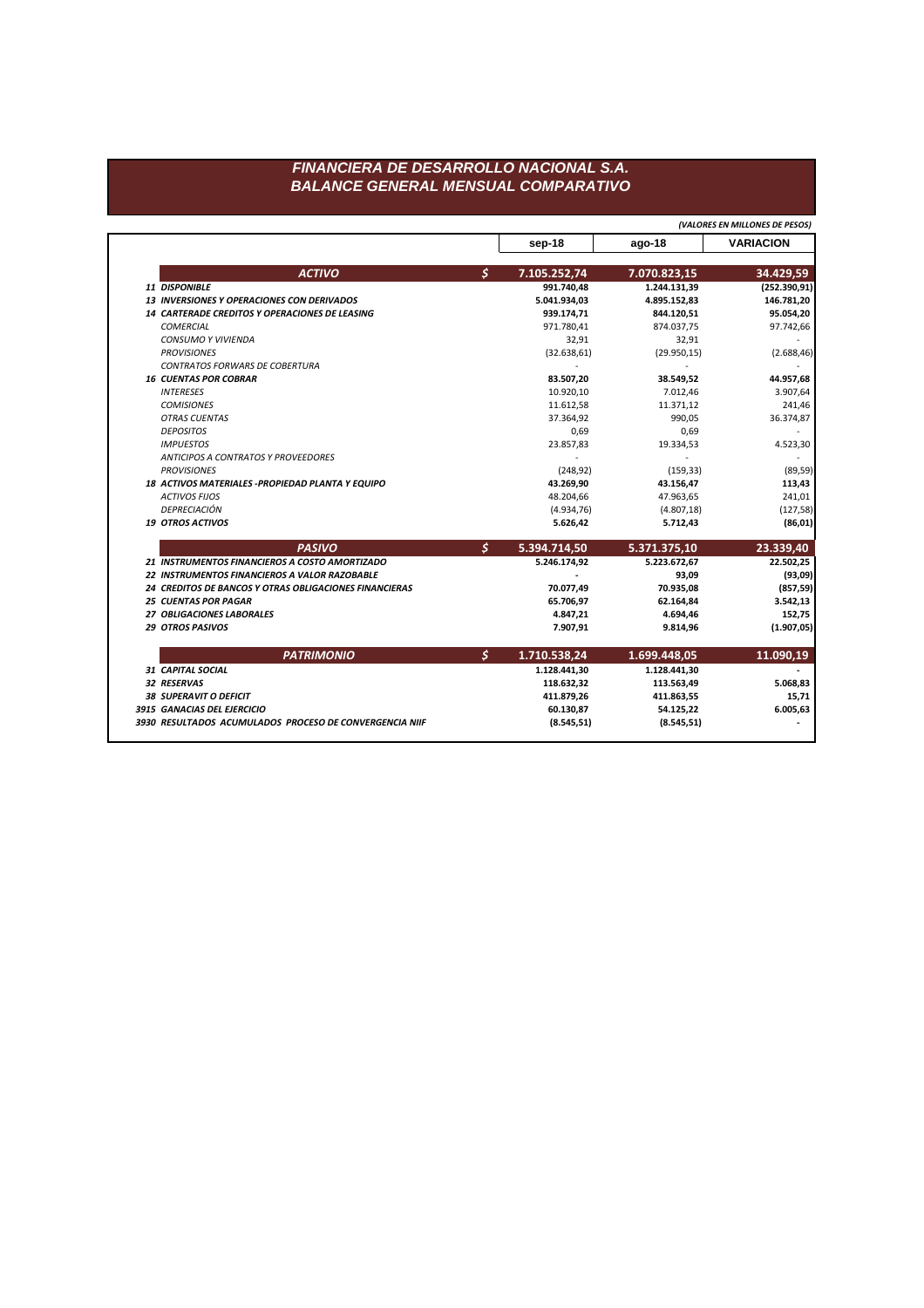# FINANCIERA DE DESARROLLO NACIONAL S.A.
## BALANCE GENERAL MENSUAL COMPARATIVO

*(VALORES EN MILLONES DE PESOS)*

| | | sep-18 | ago-18 | VARIACION |
|---|---|---|---|---|
| ***ACTIVO*** | **$** | **7.105.252,74** | **7.070.823,15** | **34.429,59** |
| ***11 DISPONIBLE*** | | **991.740,48** | **1.244.131,39** | **(252.390,91)** |
| ***13 INVERSIONES Y OPERACIONES CON DERIVADOS*** | | **5.041.934,03** | **4.895.152,83** | **146.781,20** |
| ***14 CARTERADE CREDITOS Y OPERACIONES DE LEASING*** | | **939.174,71** | **844.120,51** | **95.054,20** |
| *COMERCIAL* | | 971.780,41 | 874.037,75 | 97.742,66 |
| *CONSUMO Y VIVIENDA* | | 32,91 | 32,91 | - |
| *PROVISIONES* | | (32.638,61) | (29.950,15) | (2.688,46) |
| *CONTRATOS FORWARS DE COBERTURA* | | - | - | - |
| ***16 CUENTAS POR COBRAR*** | | **83.507,20** | **38.549,52** | **44.957,68** |
| *INTERESES* | | 10.920,10 | 7.012,46 | 3.907,64 |
| *COMISIONES* | | 11.612,58 | 11.371,12 | 241,46 |
| *OTRAS CUENTAS* | | 37.364,92 | 990,05 | 36.374,87 |
| *DEPOSITOS* | | 0,69 | 0,69 | - |
| *IMPUESTOS* | | 23.857,83 | 19.334,53 | 4.523,30 |
| *ANTICIPOS A CONTRATOS Y PROVEEDORES* | | - | - | - |
| *PROVISIONES* | | (248,92) | (159,33) | (89,59) |
| ***18 ACTIVOS MATERIALES -PROPIEDAD PLANTA Y EQUIPO*** | | **43.269,90** | **43.156,47** | **113,43** |
| *ACTIVOS FIJOS* | | 48.204,66 | 47.963,65 | 241,01 |
| *DEPRECIACIÓN* | | (4.934,76) | (4.807,18) | (127,58) |
| ***19 OTROS ACTIVOS*** | | **5.626,42** | **5.712,43** | **(86,01)** |
| ***PASIVO*** | **$** | **5.394.714,50** | **5.371.375,10** | **23.339,40** |
| ***21 INSTRUMENTOS FINANCIEROS A COSTO AMORTIZADO*** | | **5.246.174,92** | **5.223.672,67** | **22.502,25** |
| ***22 INSTRUMENTOS FINANCIEROS A VALOR RAZOBABLE*** | | **-** | **93,09** | **(93,09)** |
| ***24 CREDITOS DE BANCOS Y OTRAS OBLIGACIONES FINANCIERAS*** | | **70.077,49** | **70.935,08** | **(857,59)** |
| ***25 CUENTAS POR PAGAR*** | | **65.706,97** | **62.164,84** | **3.542,13** |
| ***27 OBLIGACIONES LABORALES*** | | **4.847,21** | **4.694,46** | **152,75** |
| ***29 OTROS PASIVOS*** | | **7.907,91** | **9.814,96** | **(1.907,05)** |
| ***PATRIMONIO*** | **$** | **1.710.538,24** | **1.699.448,05** | **11.090,19** |
| ***31 CAPITAL SOCIAL*** | | **1.128.441,30** | **1.128.441,30** | **-** |
| ***32 RESERVAS*** | | **118.632,32** | **113.563,49** | **5.068,83** |
| ***38 SUPERAVIT O DEFICIT*** | | **411.879,26** | **411.863,55** | **15,71** |
| ***3915 GANACIAS DEL EJERCICIO*** | | **60.130,87** | **54.125,22** | **6.005,63** |
| ***3930 RESULTADOS ACUMULADOS PROCESO DE CONVERGENCIA NIIF*** | | **(8.545,51)** | **(8.545,51)** | **-** |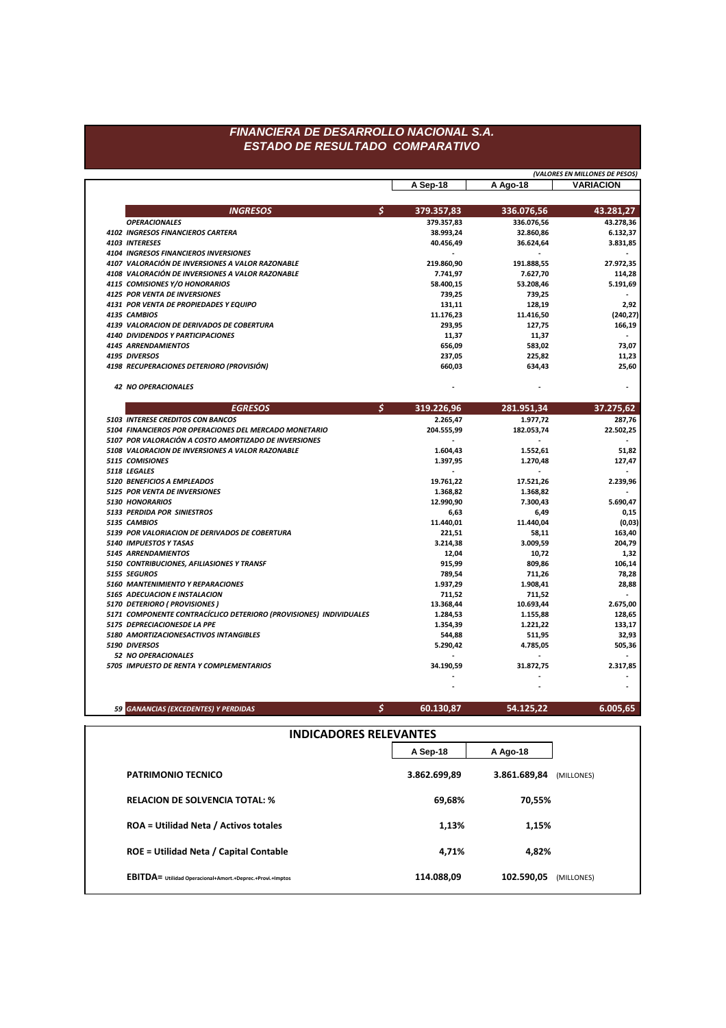# FINANCIERA DE DESARROLLO NACIONAL S.A.
## ESTADO DE RESULTADO COMPARATIVO

*(VALORES EN MILLONES DE PESOS)*

| | | A Sep-18 | A Ago-18 | VARIACION |
|---|---|---|---|---|
| **INGRESOS** | $ | **379.357,83** | **336.076,56** | **43.281,27** |
| OPERACIONALES | | 379.357,83 | 336.076,56 | 43.278,36 |
| 4102 INGRESOS FINANCIEROS CARTERA | | 38.993,24 | 32.860,86 | 6.132,37 |
| 4103 INTERESES | | 40.456,49 | 36.624,64 | 3.831,85 |
| 4104 INGRESOS FINANCIEROS INVERSIONES | | - | - | - |
| 4107 VALORACIÓN DE INVERSIONES A VALOR RAZONABLE | | 219.860,90 | 191.888,55 | 27.972,35 |
| 4108 VALORACIÓN DE INVERSIONES A VALOR RAZONABLE | | 7.741,97 | 7.627,70 | 114,28 |
| 4115 COMISIONES Y/O HONORARIOS | | 58.400,15 | 53.208,46 | 5.191,69 |
| 4125 POR VENTA DE INVERSIONES | | 739,25 | 739,25 | - |
| 4131 POR VENTA DE PROPIEDADES Y EQUIPO | | 131,11 | 128,19 | 2,92 |
| 4135 CAMBIOS | | 11.176,23 | 11.416,50 | (240,27) |
| 4139 VALORACION DE DERIVADOS DE COBERTURA | | 293,95 | 127,75 | 166,19 |
| 4140 DIVIDENDOS Y PARTICIPACIONES | | 11,37 | 11,37 | - |
| 4145 ARRENDAMIENTOS | | 656,09 | 583,02 | 73,07 |
| 4195 DIVERSOS | | 237,05 | 225,82 | 11,23 |
| 4198 RECUPERACIONES DETERIORO (PROVISIÓN) | | 660,03 | 634,43 | 25,60 |
| 42 NO OPERACIONALES | | - | - | - |
| **EGRESOS** | $ | **319.226,96** | **281.951,34** | **37.275,62** |
| 5103 INTERESE CREDITOS CON BANCOS | | 2.265,47 | 1.977,72 | 287,76 |
| 5104 FINANCIEROS POR OPERACIONES DEL MERCADO MONETARIO | | 204.555,99 | 182.053,74 | 22.502,25 |
| 5107 POR VALORACIÓN A COSTO AMORTIZADO DE INVERSIONES | | - | - | - |
| 5108 VALORACION DE INVERSIONES A VALOR RAZONABLE | | 1.604,43 | 1.552,61 | 51,82 |
| 5115 COMISIONES | | 1.397,95 | 1.270,48 | 127,47 |
| 5118 LEGALES | | - | - | - |
| 5120 BENEFICIOS A EMPLEADOS | | 19.761,22 | 17.521,26 | 2.239,96 |
| 5125 POR VENTA DE INVERSIONES | | 1.368,82 | 1.368,82 | - |
| 5130 HONORARIOS | | 12.990,90 | 7.300,43 | 5.690,47 |
| 5133 PERDIDA POR SINIESTROS | | 6,63 | 6,49 | 0,15 |
| 5135 CAMBIOS | | 11.440,01 | 11.440,04 | (0,03) |
| 5139 POR VALORIACION DE DERIVADOS DE COBERTURA | | 221,51 | 58,11 | 163,40 |
| 5140 IMPUESTOS Y TASAS | | 3.214,38 | 3.009,59 | 204,79 |
| 5145 ARRENDAMIENTOS | | 12,04 | 10,72 | 1,32 |
| 5150 CONTRIBUCIONES, AFILIASIONES Y TRANSF | | 915,99 | 809,86 | 106,14 |
| 5155 SEGUROS | | 789,54 | 711,26 | 78,28 |
| 5160 MANTENIMIENTO Y REPARACIONES | | 1.937,29 | 1.908,41 | 28,88 |
| 5165 ADECUACION E INSTALACION | | 711,52 | 711,52 | - |
| 5170 DETERIORO ( PROVISIONES ) | | 13.368,44 | 10.693,44 | 2.675,00 |
| 5171 COMPONENTE CONTRACÍCLICO DETERIORO (PROVISIONES) INDIVIDUALES | | 1.284,53 | 1.155,88 | 128,65 |
| 5175 DEPRECIACIONESDE LA PPE | | 1.354,39 | 1.221,22 | 133,17 |
| 5180 AMORTIZACIONESACTIVOS INTANGIBLES | | 544,88 | 511,95 | 32,93 |
| 5190 DIVERSOS | | 5.290,42 | 4.785,05 | 505,36 |
| 52 NO OPERACIONALES | | - | - | - |
| 5705 IMPUESTO DE RENTA Y COMPLEMENTARIOS | | 34.190,59 | 31.872,75 | 2.317,85 |
| | | - | - | - |
| | | - | - | - |
| **59 GANANCIAS (EXCEDENTES) Y PERDIDAS** | $ | **60.130,87** | **54.125,22** | **6.005,65** |

## INDICADORES RELEVANTES

| | A Sep-18 | A Ago-18 | |
|---|---|---|---|
| **PATRIMONIO TECNICO** | **3.862.699,89** | **3.861.689,84** | (MILLONES) |
| **RELACION DE SOLVENCIA TOTAL: %** | **69,68%** | **70,55%** | |
| **ROA = Utilidad Neta / Activos totales** | **1,13%** | **1,15%** | |
| **ROE = Utilidad Neta / Capital Contable** | **4,71%** | **4,82%** | |
| **EBITDA=** Utilidad Operacional+Amort.+Deprec.+Provi.+Imptos | **114.088,09** | **102.590,05** | (MILLONES) |